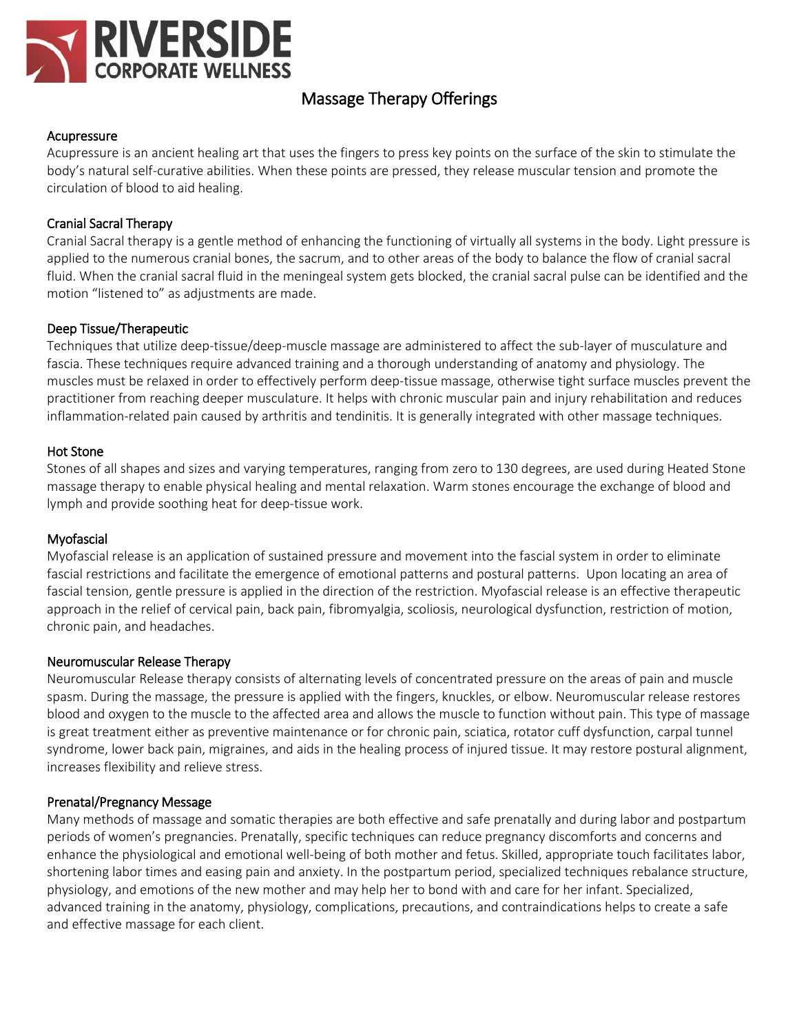# RIVERSIDE CORPORATE WELLNESS

## Massage Therapy Offerings

### Acupressure

Acupressure is an ancient healing art that uses the fingers to press key points on the surface of the skin to stimulate the body's natural self-curative abilities. When these points are pressed, they release muscular tension and promote the circulation of blood to aid healing.

### Cranial Sacral Therapy

Cranial Sacral therapy is a gentle method of enhancing the functioning of virtually all systems in the body. Light pressure is applied to the numerous cranial bones, the sacrum, and to other areas of the body to balance the flow of cranial sacral fluid. When the cranial sacral fluid in the meningeal system gets blocked, the cranial sacral pulse can be identified and the motion "listened to" as adjustments are made.

### Deep Tissue/Therapeutic

Techniques that utilize deep-tissue/deep-muscle massage are administered to affect the sub-layer of musculature and fascia. These techniques require advanced training and a thorough understanding of anatomy and physiology. The muscles must be relaxed in order to effectively perform deep-tissue massage, otherwise tight surface muscles prevent the practitioner from reaching deeper musculature. It helps with chronic muscular pain and injury rehabilitation and reduces inflammation-related pain caused by arthritis and tendinitis. It is generally integrated with other massage techniques.

### Hot Stone

Stones of all shapes and sizes and varying temperatures, ranging from zero to 130 degrees, are used during Heated Stone massage therapy to enable physical healing and mental relaxation. Warm stones encourage the exchange of blood and lymph and provide soothing heat for deep-tissue work.

### Myofascial

Myofascial release is an application of sustained pressure and movement into the fascial system in order to eliminate fascial restrictions and facilitate the emergence of emotional patterns and postural patterns. Upon locating an area of fascial tension, gentle pressure is applied in the direction of the restriction. Myofascial release is an effective therapeutic approach in the relief of cervical pain, back pain, fibromyalgia, scoliosis, neurological dysfunction, restriction of motion, chronic pain, and headaches.

### Neuromuscular Release Therapy

Neuromuscular Release therapy consists of alternating levels of concentrated pressure on the areas of pain and muscle spasm. During the massage, the pressure is applied with the fingers, knuckles, or elbow. Neuromuscular release restores blood and oxygen to the muscle to the affected area and allows the muscle to function without pain. This type of massage is great treatment either as preventive maintenance or for chronic pain, sciatica, rotator cuff dysfunction, carpal tunnel syndrome, lower back pain, migraines, and aids in the healing process of injured tissue. It may restore postural alignment, increases flexibility and relieve stress.

### Prenatal/Pregnancy Message

Many methods of massage and somatic therapies are both effective and safe prenatally and during labor and postpartum periods of women's pregnancies. Prenatally, specific techniques can reduce pregnancy discomforts and concerns and enhance the physiological and emotional well-being of both mother and fetus. Skilled, appropriate touch facilitates labor, shortening labor times and easing pain and anxiety. In the postpartum period, specialized techniques rebalance structure, physiology, and emotions of the new mother and may help her to bond with and care for her infant. Specialized, advanced training in the anatomy, physiology, complications, precautions, and contraindications helps to create a safe and effective massage for each client.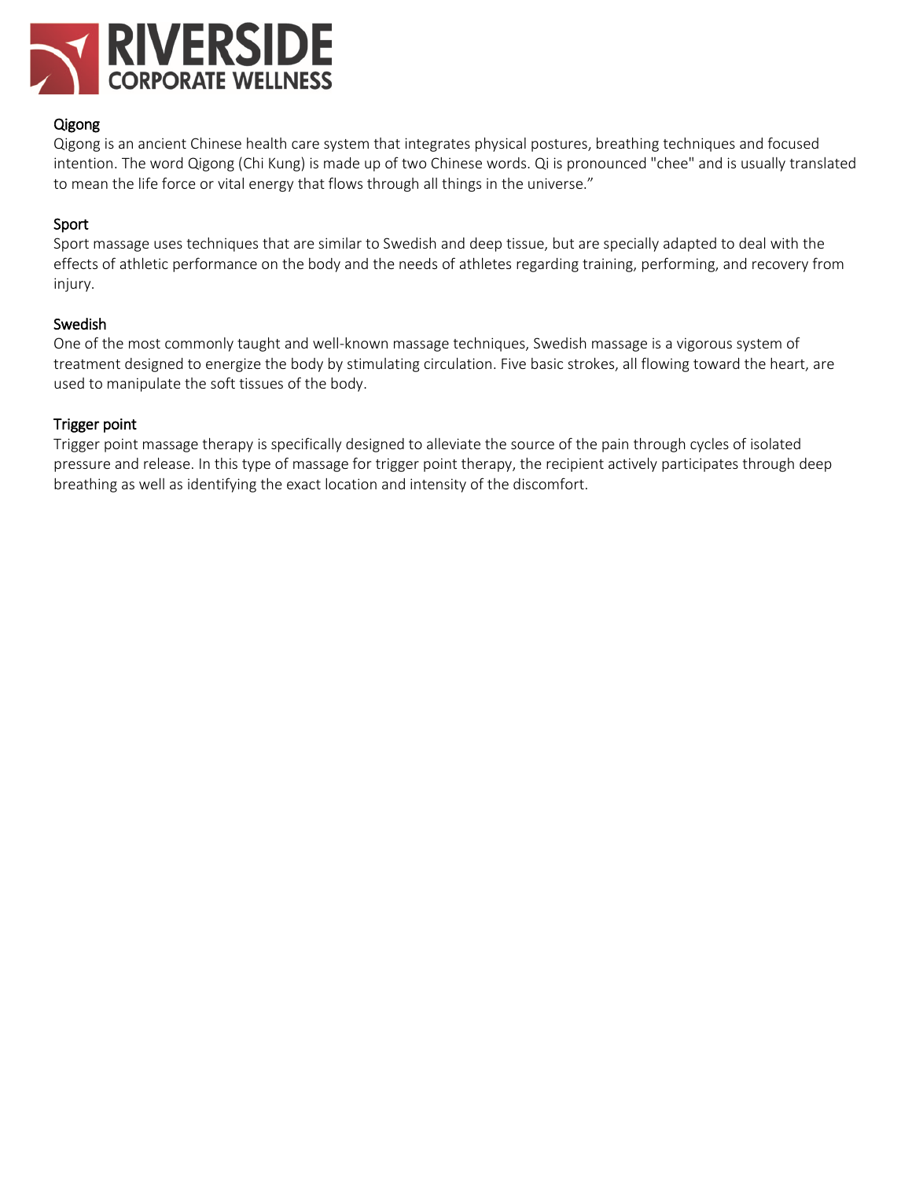## Qigong

Qigong is an ancient Chinese health care system that integrates physical postures, breathing techniques and focused intention. The word Qigong (Chi Kung) is made up of two Chinese words. Qi is pronounced "chee" and is usually translated to mean the life force or vital energy that flows through all things in the universe."

## Sport

Sport massage uses techniques that are similar to Swedish and deep tissue, but are specially adapted to deal with the effects of athletic performance on the body and the needs of athletes regarding training, performing, and recovery from injury.

## Swedish

One of the most commonly taught and well-known massage techniques, Swedish massage is a vigorous system of treatment designed to energize the body by stimulating circulation. Five basic strokes, all flowing toward the heart, are used to manipulate the soft tissues of the body.

## Trigger point

Trigger point massage therapy is specifically designed to alleviate the source of the pain through cycles of isolated pressure and release. In this type of massage for trigger point therapy, the recipient actively participates through deep breathing as well as identifying the exact location and intensity of the discomfort.